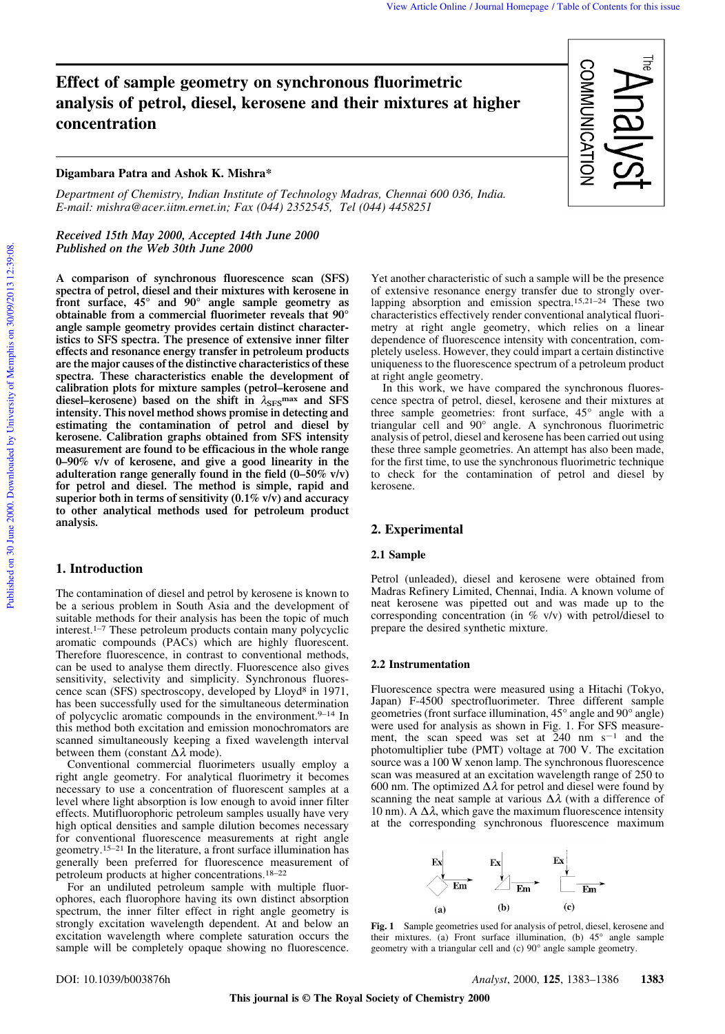# Effect of sample geometry on synchronous fluorimetric analysis of petrol, diesel, kerosene and their mixtures at higher concentration

**Digambara Patra and Ashok K. Mishra***

*Department of Chemistry, Indian Institute of Technology Madras, Chennai 600 036, India. E-mail: mishra@acer.iitm.ernet.in; Fax (044) 2352545, Tel (044) 4458251*

*Received 15th May 2000, Accepted 14th June 2000*
*Published on the Web 30th June 2000*

**A comparison of synchronous fluorescence scan (SFS) spectra of petrol, diesel and their mixtures with kerosene in front surface, 45° and 90° angle sample geometry as obtainable from a commercial fluorimeter reveals that 90° angle sample geometry provides certain distinct characteristics to SFS spectra. The presence of extensive inner filter effects and resonance energy transfer in petroleum products are the major causes of the distinctive characteristics of these spectra. These characteristics enable the development of calibration plots for mixture samples (petrol–kerosene and diesel–kerosene) based on the shift in $\lambda_{SFS}^{max}$ and SFS intensity. This novel method shows promise in detecting and estimating the contamination of petrol and diesel by kerosene. Calibration graphs obtained from SFS intensity measurement are found to be efficacious in the whole range 0–90% v/v of kerosene, and give a good linearity in the adulteration range generally found in the field (0–50% v/v) for petrol and diesel. The method is simple, rapid and superior both in terms of sensitivity (0.1% v/v) and accuracy to other analytical methods used for petroleum product analysis.**

## 1. Introduction

The contamination of diesel and petrol by kerosene is known to be a serious problem in South Asia and the development of suitable methods for their analysis has been the topic of much interest.[1–7] These petroleum products contain many polycyclic aromatic compounds (PACs) which are highly fluorescent. Therefore fluorescence, in contrast to conventional methods, can be used to analyse them directly. Fluorescence also gives sensitivity, selectivity and simplicity. Synchronous fluorescence scan (SFS) spectroscopy, developed by Lloyd[8] in 1971, has been successfully used for the simultaneous determination of polycyclic aromatic compounds in the environment.[9–14] In this method both excitation and emission monochromators are scanned simultaneously keeping a fixed wavelength interval between them (constant $\Delta\lambda$ mode).

Conventional commercial fluorimeters usually employ a right angle geometry. For analytical fluorimetry it becomes necessary to use a concentration of fluorescent samples at a level where light absorption is low enough to avoid inner filter effects. Mutifluorophoric petroleum samples usually have very high optical densities and sample dilution becomes necessary for conventional fluorescence measurements at right angle geometry.[15–21] In the literature, a front surface illumination has generally been preferred for fluorescence measurement of petroleum products at higher concentrations.[18–22]

For an undiluted petroleum sample with multiple fluorophores, each fluorophore having its own distinct absorption spectrum, the inner filter effect in right angle geometry is strongly excitation wavelength dependent. At and below an excitation wavelength where complete saturation occurs the sample will be completely opaque showing no fluorescence. Yet another characteristic of such a sample will be the presence of extensive resonance energy transfer due to strongly overlapping absorption and emission spectra.[15,21–24] These two characteristics effectively render conventional analytical fluorimetry at right angle geometry, which relies on a linear dependence of fluorescence intensity with concentration, completely useless. However, they could impart a certain distinctive uniqueness to the fluorescence spectrum of a petroleum product at right angle geometry.

In this work, we have compared the synchronous fluorescence spectra of petrol, diesel, kerosene and their mixtures at three sample geometries: front surface, 45° angle with a triangular cell and 90° angle. A synchronous fluorimetric analysis of petrol, diesel and kerosene has been carried out using these three sample geometries. An attempt has also been made, for the first time, to use the synchronous fluorimetric technique to check for the contamination of petrol and diesel by kerosene.

## 2. Experimental

### 2.1 Sample

Petrol (unleaded), diesel and kerosene were obtained from Madras Refinery Limited, Chennai, India. A known volume of neat kerosene was pipetted out and was made up to the corresponding concentration (in % v/v) with petrol/diesel to prepare the desired synthetic mixture.

### 2.2 Instrumentation

Fluorescence spectra were measured using a Hitachi (Tokyo, Japan) F-4500 spectrofluorimeter. Three different sample geometries (front surface illumination, 45° angle and 90° angle) were used for analysis as shown in Fig. 1. For SFS measurement, the scan speed was set at 240 nm s$^{-1}$ and the photomultiplier tube (PMT) voltage at 700 V. The excitation source was a 100 W xenon lamp. The synchronous fluorescence scan was measured at an excitation wavelength range of 250 to 600 nm. The optimized $\Delta\lambda$ for petrol and diesel were found by scanning the neat sample at various $\Delta\lambda$ (with a difference of 10 nm). A $\Delta\lambda$, which gave the maximum fluorescence intensity at the corresponding synchronous fluorescence maximum

**Fig. 1** Sample geometries used for analysis of petrol, diesel, kerosene and their mixtures. (a) Front surface illumination, (b) 45° angle sample geometry with a triangular cell and (c) 90° angle sample geometry.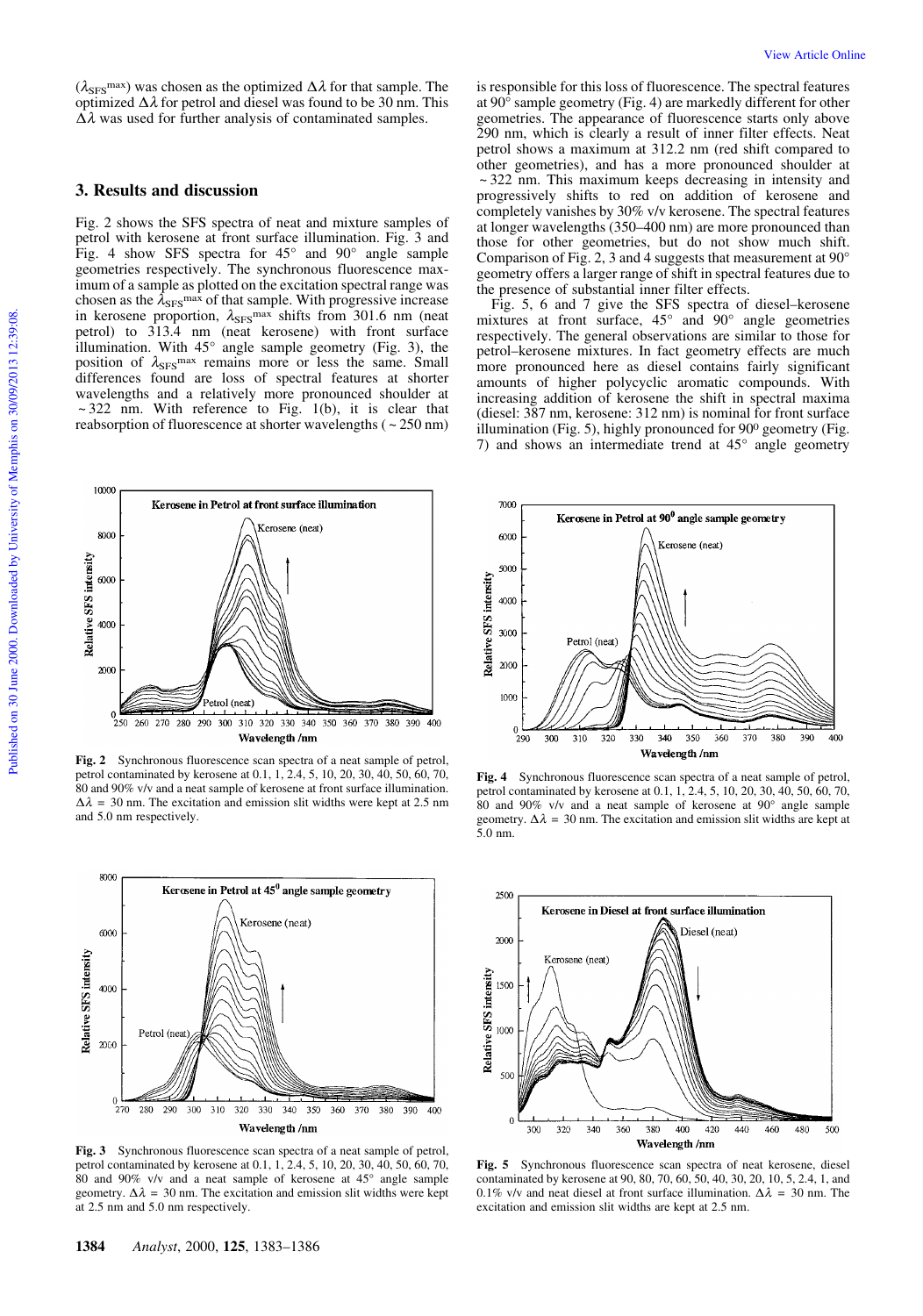($\lambda_{SFS}^{max}$) was chosen as the optimized $\Delta\lambda$ for that sample. The optimized $\Delta\lambda$ for petrol and diesel was found to be 30 nm. This $\Delta\lambda$ was used for further analysis of contaminated samples.

## 3. Results and discussion

Fig. 2 shows the SFS spectra of neat and mixture samples of petrol with kerosene at front surface illumination. Fig. 3 and Fig. 4 show SFS spectra for 45° and 90° angle sample geometries respectively. The synchronous fluorescence maximum of a sample as plotted on the excitation spectral range was chosen as the $\lambda_{SFS}^{max}$ of that sample. With progressive increase in kerosene proportion, $\lambda_{SFS}^{max}$ shifts from 301.6 nm (neat petrol) to 313.4 nm (neat kerosene) with front surface illumination. With 45° angle sample geometry (Fig. 3), the position of $\lambda_{SFS}^{max}$ remains more or less the same. Small differences found are loss of spectral features at shorter wavelengths and a relatively more pronounced shoulder at ~322 nm. With reference to Fig. 1(b), it is clear that reabsorption of fluorescence at shorter wavelengths (~250 nm) is responsible for this loss of fluorescence. The spectral features at 90° sample geometry (Fig. 4) are markedly different for other geometries. The appearance of fluorescence starts only above 290 nm, which is clearly a result of inner filter effects. Neat petrol shows a maximum at 312.2 nm (red shift compared to other geometries), and has a more pronounced shoulder at ~322 nm. This maximum keeps decreasing in intensity and progressively shifts to red on addition of kerosene and completely vanishes by 30% v/v kerosene. The spectral features at longer wavelengths (350–400 nm) are more pronounced than those for other geometries, but do not show much shift. Comparison of Fig. 2, 3 and 4 suggests that measurement at 90° geometry offers a larger range of shift in spectral features due to the presence of substantial inner filter effects.

Fig. 5, 6 and 7 give the SFS spectra of diesel–kerosene mixtures at front surface, 45° and 90° angle geometries respectively. The general observations are similar to those for petrol–kerosene mixtures. In fact geometry effects are much more pronounced here as diesel contains fairly significant amounts of higher polycyclic aromatic compounds. With increasing addition of kerosene the shift in spectral maxima (diesel: 387 nm, kerosene: 312 nm) is nominal for front surface illumination (Fig. 5), highly pronounced for 90° geometry (Fig. 7) and shows an intermediate trend at 45° angle geometry

**Fig. 2** Synchronous fluorescence scan spectra of a neat sample of petrol, petrol contaminated by kerosene at 0.1, 1, 2.4, 5, 10, 20, 30, 40, 50, 60, 70, 80 and 90% v/v and a neat sample of kerosene at front surface illumination. $\Delta\lambda$ = 30 nm. The excitation and emission slit widths were kept at 2.5 nm and 5.0 nm respectively.

**Fig. 4** Synchronous fluorescence scan spectra of a neat sample of petrol, petrol contaminated by kerosene at 0.1, 1, 2.4, 5, 10, 20, 30, 40, 50, 60, 70, 80 and 90% v/v and a neat sample of kerosene at 90° angle sample geometry. $\Delta\lambda$ = 30 nm. The excitation and emission slit widths are kept at 5.0 nm.

**Fig. 3** Synchronous fluorescence scan spectra of a neat sample of petrol, petrol contaminated by kerosene at 0.1, 1, 2.4, 5, 10, 20, 30, 40, 50, 60, 70, 80 and 90% v/v and a neat sample of kerosene at 45° angle sample geometry. $\Delta\lambda$ = 30 nm. The excitation and emission slit widths were kept at 2.5 nm and 5.0 nm respectively.

**Fig. 5** Synchronous fluorescence scan spectra of neat kerosene, diesel contaminated by kerosene at 90, 80, 70, 60, 50, 40, 30, 20, 10, 5, 2.4, 1, and 0.1% v/v and neat diesel at front surface illumination. $\Delta\lambda$ = 30 nm. The excitation and emission slit widths are kept at 2.5 nm.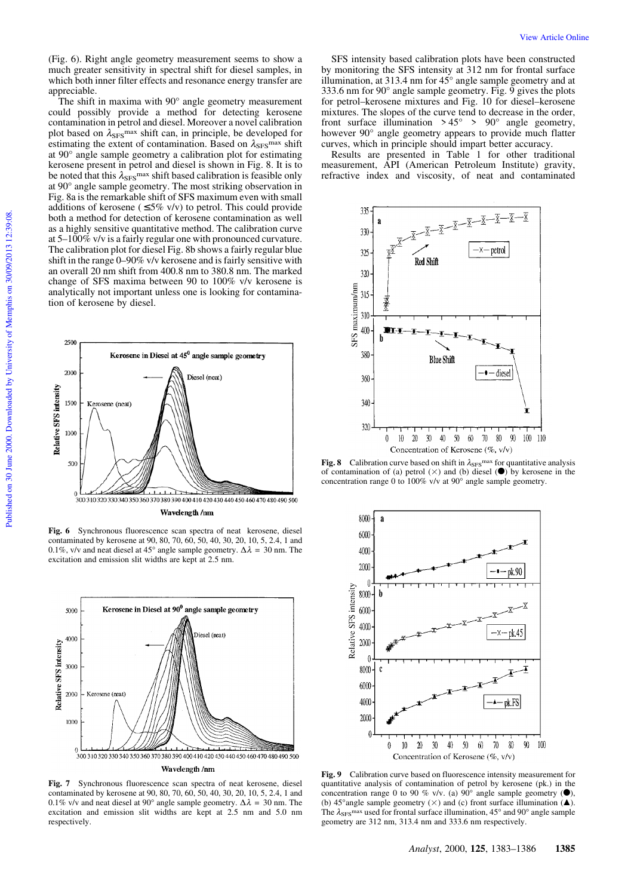(Fig. 6). Right angle geometry measurement seems to show a much greater sensitivity in spectral shift for diesel samples, in which both inner filter effects and resonance energy transfer are appreciable.

The shift in maxima with 90° angle geometry measurement could possibly provide a method for detecting kerosene contamination in petrol and diesel. Moreover a novel calibration plot based on $\lambda_{SFS}^{max}$ shift can, in principle, be developed for estimating the extent of contamination. Based on $\lambda_{SFS}^{max}$ shift at 90° angle sample geometry a calibration plot for estimating kerosene present in petrol and diesel is shown in Fig. 8. It is to be noted that this $\lambda_{SFS}^{max}$ shift based calibration is feasible only at 90° angle sample geometry. The most striking observation in Fig. 8a is the remarkable shift of SFS maximum even with small additions of kerosene (≤5% v/v) to petrol. This could provide both a method for detection of kerosene contamination as well as a highly sensitive quantitative method. The calibration curve at 5–100% v/v is a fairly regular one with pronounced curvature. The calibration plot for diesel Fig. 8b shows a fairly regular blue shift in the range 0–90% v/v kerosene and is fairly sensitive with an overall 20 nm shift from 400.8 nm to 380.8 nm. The marked change of SFS maxima between 90 to 100% v/v kerosene is analytically not important unless one is looking for contamination of kerosene by diesel.

**Fig. 6** Synchronous fluorescence scan spectra of neat kerosene, diesel contaminated by kerosene at 90, 80, 70, 60, 50, 40, 30, 20, 10, 5, 2.4, 1 and 0.1%, v/v and neat diesel at 45° angle sample geometry. $\Delta\lambda$ = 30 nm. The excitation and emission slit widths are kept at 2.5 nm.

**Fig. 7** Synchronous fluorescence scan spectra of neat kerosene, diesel contaminated by kerosene at 90, 80, 70, 60, 50, 40, 30, 20, 10, 5, 2.4, 1 and 0.1% v/v and neat diesel at 90° angle sample geometry. $\Delta\lambda$ = 30 nm. The excitation and emission slit widths are kept at 2.5 nm and 5.0 nm respectively.

SFS intensity based calibration plots have been constructed by monitoring the SFS intensity at 312 nm for frontal surface illumination, at 313.4 nm for 45° angle sample geometry and at 333.6 nm for 90° angle sample geometry. Fig. 9 gives the plots for petrol–kerosene mixtures and Fig. 10 for diesel–kerosene mixtures. The slopes of the curve tend to decrease in the order, front surface illumination > 45° > 90° angle geometry, however 90° angle geometry appears to provide much flatter curves, which in principle should impart better accuracy.

Results are presented in Table 1 for other traditional measurement, API (American Petroleum Institute) gravity, refractive index and viscosity, of neat and contaminated

**Fig. 8** Calibration curve based on shift in $\lambda_{SFS}^{max}$ for quantitative analysis of contamination of (a) petrol (×) and (b) diesel (●) by kerosene in the concentration range 0 to 100% v/v at 90° angle sample geometry.

**Fig. 9** Calibration curve based on fluorescence intensity measurement for quantitative analysis of contamination of petrol by kerosene (pk.) in the concentration range 0 to 90 % v/v. (a) 90° angle sample geometry (●), (b) 45°angle sample geometry (×) and (c) front surface illumination (▲). The $\lambda_{SFS}^{max}$ used for frontal surface illumination, 45° and 90° angle sample geometry are 312 nm, 313.4 nm and 333.6 nm respectively.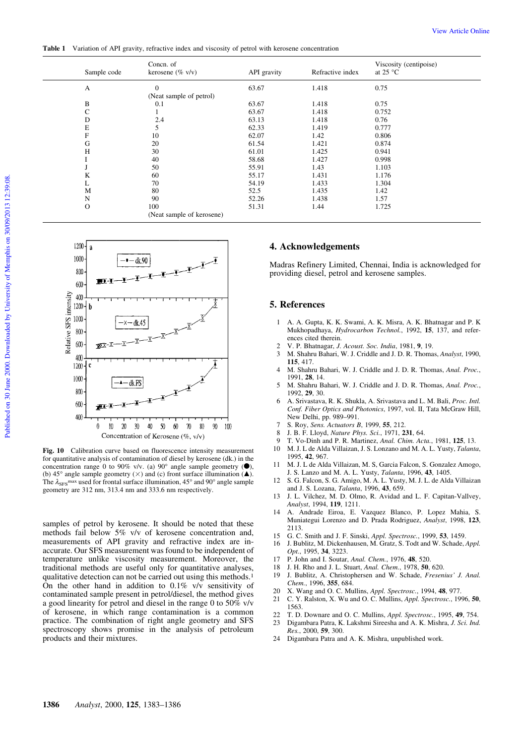**Table 1** Variation of API gravity, refractive index and viscosity of petrol with kerosene concentration

| Sample code | Concn. of kerosene (% v/v) | API gravity | Refractive index | Viscosity (centipoise) at 25 °C |
|---|---|---|---|---|
| A | 0 (Neat sample of petrol) | 63.67 | 1.418 | 0.75 |
| B | 0.1 | 63.67 | 1.418 | 0.75 |
| C | 1 | 63.67 | 1.418 | 0.752 |
| D | 2.4 | 63.13 | 1.418 | 0.76 |
| E | 5 | 62.33 | 1.419 | 0.777 |
| F | 10 | 62.07 | 1.42 | 0.806 |
| G | 20 | 61.54 | 1.421 | 0.874 |
| H | 30 | 61.01 | 1.425 | 0.941 |
| I | 40 | 58.68 | 1.427 | 0.998 |
| J | 50 | 55.91 | 1.43 | 1.103 |
| K | 60 | 55.17 | 1.431 | 1.176 |
| L | 70 | 54.19 | 1.433 | 1.304 |
| M | 80 | 52.5 | 1.435 | 1.42 |
| N | 90 | 52.26 | 1.438 | 1.57 |
| O | 100 (Neat sample of kerosene) | 51.31 | 1.44 | 1.725 |

a
—•— dk.90

b
—×— dk.45

c
—▲— dk.FS

Relative SFS intensity

1200
1000
800
600
400

0 10 20 30 40 50 60 70 80 90 100

Concentration of Kerosene (%, v/v)

**Fig. 10** Calibration curve based on fluorescence intensity measurement for quantitative analysis of contamination of diesel by kerosene (dk.) in the concentration range 0 to 90% v/v. (a) 90° angle sample geometry (●), (b) 45° angle sample geometry (×) and (c) front surface illumination (▲). The $\lambda_{SFS}^{max}$ used for frontal surface illumination, 45° and 90° angle sample geometry are 312 nm, 313.4 nm and 333.6 nm respectively.

samples of petrol by kerosene. It should be noted that these methods fail below 5% v/v of kerosene concentration and, measurements of API gravity and refractive index are inaccurate. Our SFS measurement was found to be independent of temperature unlike viscosity measurement. Moreover, the traditional methods are useful only for quantitative analyses, qualitative detection can not be carried out using this methods.[1] On the other hand in addition to 0.1% v/v sensitivity of contaminated sample present in petrol/diesel, the method gives a good linearity for petrol and diesel in the range 0 to 50% v/v of kerosene, in which range contamination is a common practice. The combination of right angle geometry and SFS spectroscopy shows promise in the analysis of petroleum products and their mixtures.

## 4. Acknowledgements

Madras Refinery Limited, Chennai, India is acknowledged for providing diesel, petrol and kerosene samples.

## 5. References

1. A. A. Gupta, K. K. Swami, A. K. Misra, A. K. Bhatnagar and P. K Mukhopadhaya, *Hydrocarbon Technol.*, 1992, **15**, 137, and references cited therein.
2. V. P. Bhatnagar, *J. Acoust. Soc. India*, 1981, **9**, 19.
3. M. Shahru Bahari, W. J. Criddle and J. D. R. Thomas, *Analyst*, 1990, **115**, 417.
4. M. Shahru Bahari, W. J. Criddle and J. D. R. Thomas, *Anal. Proc.*, 1991, **28**, 14.
5. M. Shahru Bahari, W. J. Criddle and J. D. R. Thomas, *Anal. Proc.*, 1992, **29**, 30.
6. A. Srivastava, R. K. Shukla, A. Srivastava and L. M. Bali, *Proc. Intl. Conf. Fiber Optics and Photonics*, 1997, vol. II, Tata McGraw Hill, New Delhi, pp. 989–991.
7. S. Roy, *Sens. Actuators B*, 1999, **55**, 212.
8. J. B. F. Lloyd, *Nature Phys. Sci.*, 1971, **231**, 64.
9. T. Vo-Dinh and P. R. Martinez, *Anal. Chim. Acta.*, 1981, **125**, 13.
10. M. J. L de Alda Villaizan, J. S. Lonzano and M. A. L. Yusty, *Talanta*, 1995, **42**, 967.
11. M. J. L de Alda Villaizan, M. S, Garcia Falcon, S. Gonzalez Amogo, J. S. Lanzo and M. A. L. Yusty, *Talanta*, 1996, **43**, 1405.
12. S. G. Falcon, S. G. Amigo, M. A. L. Yusty, M. J. L. de Alda Villaizan and J. S. Lozana, *Talanta*, 1996, **43**, 659.
13. J. L. Vilchez, M. D. Olmo, R. Avidad and L. F. Capitan-Vallvey, *Analyst*, 1994, **119**, 1211.
14. A. Andrade Eiroa, E. Vazquez Blanco, P. Lopez Mahia, S. Muniategui Lorenzo and D. Prada Rodriguez, *Analyst*, 1998, **123**, 2113.
15. G. C. Smith and J. F. Sinski, *Appl. Spectrosc.*, 1999, **53**, 1459.
16. J. Bublitz, M. Dickenhausen, M. Gratz, S. Todt and W. Schade, *Appl. Opt.*, 1995, **34**, 3223.
17. P. John and I. Soutar, *Anal. Chem.*, 1976, **48**, 520.
18. J. H. Rho and J. L. Stuart, *Anal. Chem.*, 1978, **50**, 620.
19. J. Bublitz, A. Christophersen and W. Schade, *Fresenius' J. Anal. Chem.*, 1996, **355**, 684.
20. X. Wang and O. C. Mullins, *Appl. Spectrosc.*, 1994, **48**, 977.
21. C. Y. Ralston, X. Wu and O. C. Mullins, *Appl. Spectrosc.*, 1996, **50**, 1563.
22. T. D. Downare and O. C. Mullins, *Appl. Spectrosc.*, 1995, **49**, 754.
23. Digambara Patra, K. Lakshmi Sireesha and A. K. Mishra, *J. Sci. Ind. Res.*, 2000, **59**, 300.
24. Digambara Patra and A. K. Mishra, unpublished work.